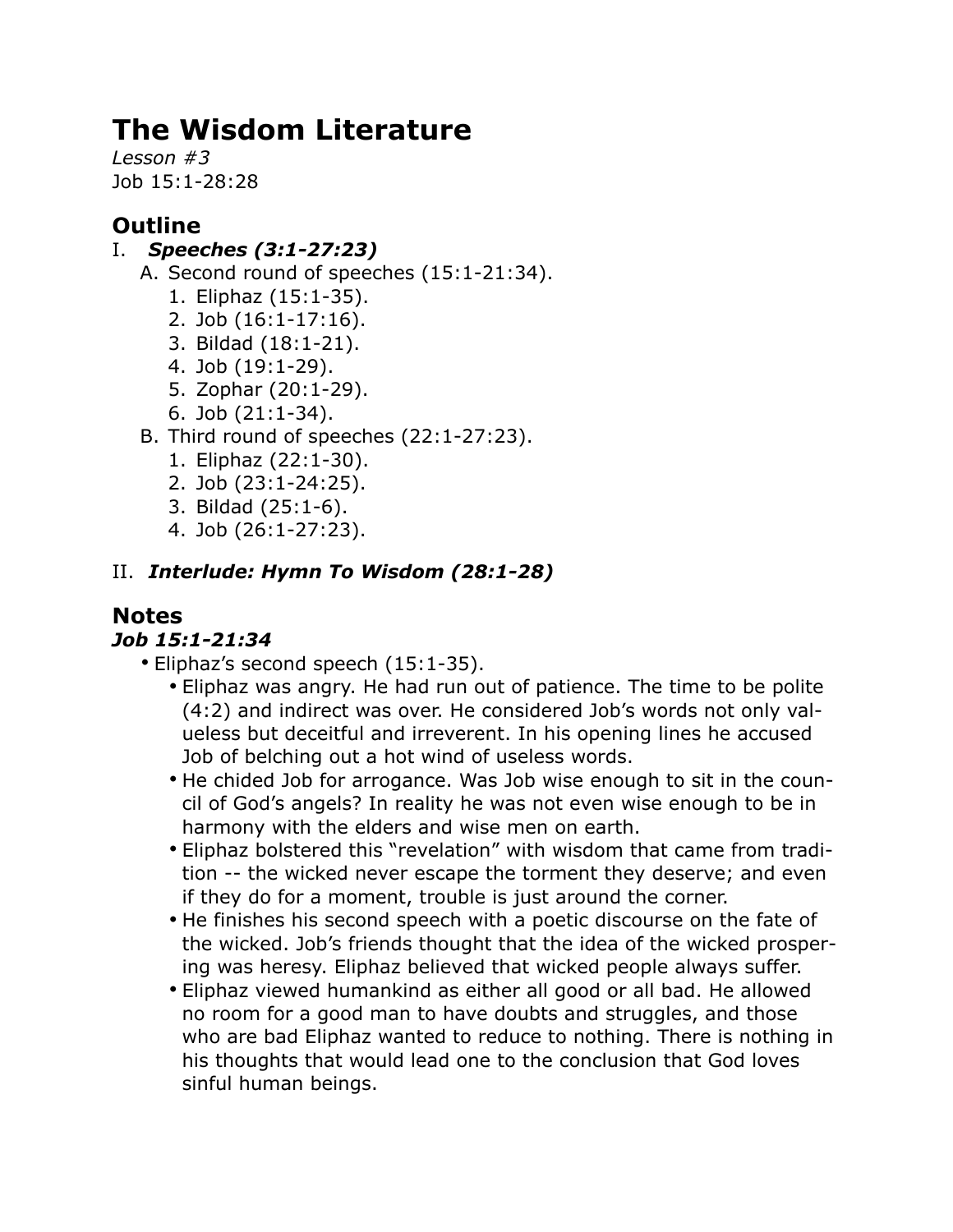# The Wisdom Literature

*Lesson #3*

Job 15:1-28:28

## Outline

I. ***Speeches (3:1-27:23)***

- A. Second round of speeches (15:1-21:34).
  1. Eliphaz (15:1-35).
  2. Job (16:1-17:16).
  3. Bildad (18:1-21).
  4. Job (19:1-29).
  5. Zophar (20:1-29).
  6. Job (21:1-34).
- B. Third round of speeches (22:1-27:23).
  1. Eliphaz (22:1-30).
  2. Job (23:1-24:25).
  3. Bildad (25:1-6).
  4. Job (26:1-27:23).

II. ***Interlude: Hymn To Wisdom (28:1-28)***

## Notes

### *Job 15:1-21:34*

- Eliphaz's second speech (15:1-35).
  - Eliphaz was angry. He had run out of patience. The time to be polite (4:2) and indirect was over. He considered Job's words not only valueless but deceitful and irreverent. In his opening lines he accused Job of belching out a hot wind of useless words.
  - He chided Job for arrogance. Was Job wise enough to sit in the council of God's angels? In reality he was not even wise enough to be in harmony with the elders and wise men on earth.
  - Eliphaz bolstered this "revelation" with wisdom that came from tradition -- the wicked never escape the torment they deserve; and even if they do for a moment, trouble is just around the corner.
  - He finishes his second speech with a poetic discourse on the fate of the wicked. Job's friends thought that the idea of the wicked prospering was heresy. Eliphaz believed that wicked people always suffer.
  - Eliphaz viewed humankind as either all good or all bad. He allowed no room for a good man to have doubts and struggles, and those who are bad Eliphaz wanted to reduce to nothing. There is nothing in his thoughts that would lead one to the conclusion that God loves sinful human beings.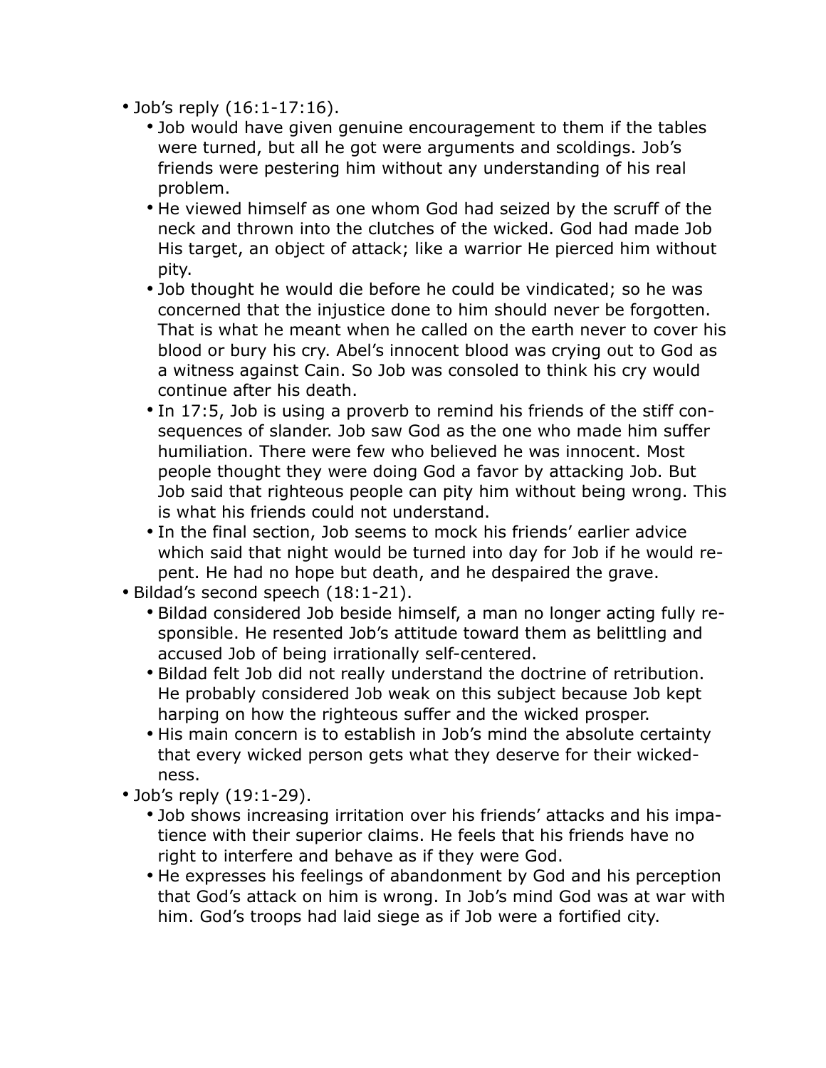- Job's reply (16:1-17:16).
  - Job would have given genuine encouragement to them if the tables were turned, but all he got were arguments and scoldings. Job's friends were pestering him without any understanding of his real problem.
  - He viewed himself as one whom God had seized by the scruff of the neck and thrown into the clutches of the wicked. God had made Job His target, an object of attack; like a warrior He pierced him without pity.
  - Job thought he would die before he could be vindicated; so he was concerned that the injustice done to him should never be forgotten. That is what he meant when he called on the earth never to cover his blood or bury his cry. Abel's innocent blood was crying out to God as a witness against Cain. So Job was consoled to think his cry would continue after his death.
  - In 17:5, Job is using a proverb to remind his friends of the stiff consequences of slander. Job saw God as the one who made him suffer humiliation. There were few who believed he was innocent. Most people thought they were doing God a favor by attacking Job. But Job said that righteous people can pity him without being wrong. This is what his friends could not understand.
  - In the final section, Job seems to mock his friends' earlier advice which said that night would be turned into day for Job if he would repent. He had no hope but death, and he despaired the grave.
- Bildad's second speech (18:1-21).
  - Bildad considered Job beside himself, a man no longer acting fully responsible. He resented Job's attitude toward them as belittling and accused Job of being irrationally self-centered.
  - Bildad felt Job did not really understand the doctrine of retribution. He probably considered Job weak on this subject because Job kept harping on how the righteous suffer and the wicked prosper.
  - His main concern is to establish in Job's mind the absolute certainty that every wicked person gets what they deserve for their wickedness.
- Job's reply (19:1-29).
  - Job shows increasing irritation over his friends' attacks and his impatience with their superior claims. He feels that his friends have no right to interfere and behave as if they were God.
  - He expresses his feelings of abandonment by God and his perception that God's attack on him is wrong. In Job's mind God was at war with him. God's troops had laid siege as if Job were a fortified city.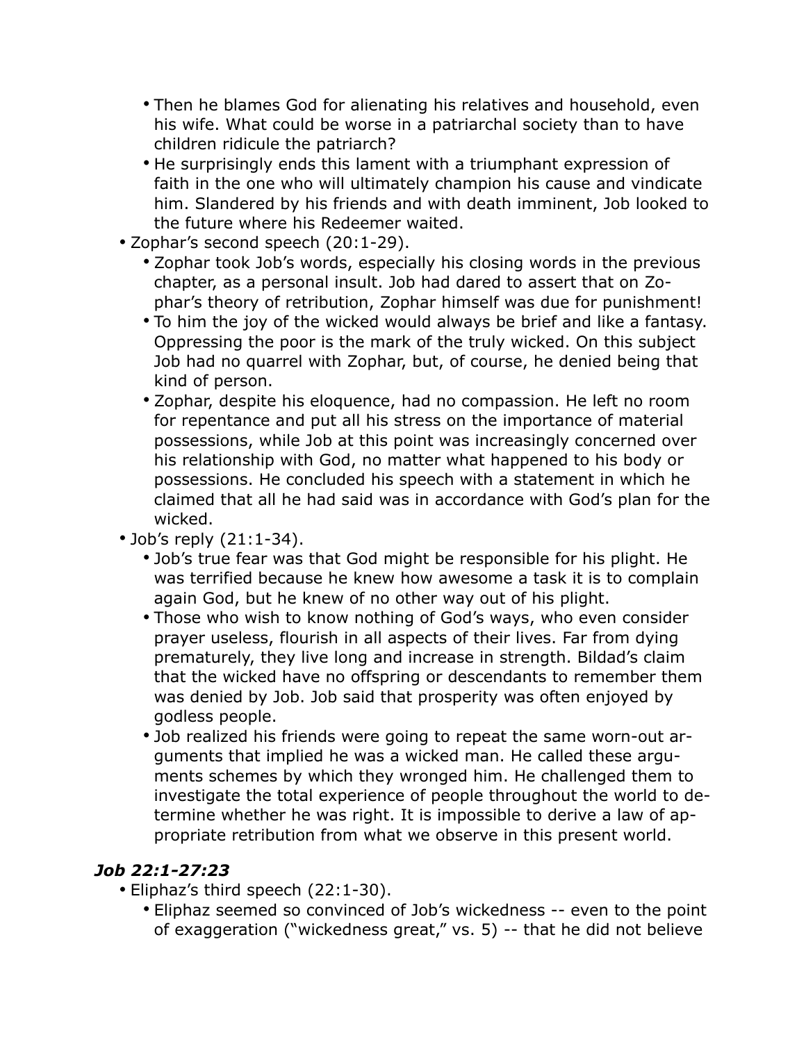- Then he blames God for alienating his relatives and household, even his wife. What could be worse in a patriarchal society than to have children ridicule the patriarch?
- He surprisingly ends this lament with a triumphant expression of faith in the one who will ultimately champion his cause and vindicate him. Slandered by his friends and with death imminent, Job looked to the future where his Redeemer waited.

- Zophar's second speech (20:1-29).
  - Zophar took Job's words, especially his closing words in the previous chapter, as a personal insult. Job had dared to assert that on Zophar's theory of retribution, Zophar himself was due for punishment!
  - To him the joy of the wicked would always be brief and like a fantasy. Oppressing the poor is the mark of the truly wicked. On this subject Job had no quarrel with Zophar, but, of course, he denied being that kind of person.
  - Zophar, despite his eloquence, had no compassion. He left no room for repentance and put all his stress on the importance of material possessions, while Job at this point was increasingly concerned over his relationship with God, no matter what happened to his body or possessions. He concluded his speech with a statement in which he claimed that all he had said was in accordance with God's plan for the wicked.
- Job's reply (21:1-34).
  - Job's true fear was that God might be responsible for his plight. He was terrified because he knew how awesome a task it is to complain again God, but he knew of no other way out of his plight.
  - Those who wish to know nothing of God's ways, who even consider prayer useless, flourish in all aspects of their lives. Far from dying prematurely, they live long and increase in strength. Bildad's claim that the wicked have no offspring or descendants to remember them was denied by Job. Job said that prosperity was often enjoyed by godless people.
  - Job realized his friends were going to repeat the same worn-out arguments that implied he was a wicked man. He called these arguments schemes by which they wronged him. He challenged them to investigate the total experience of people throughout the world to determine whether he was right. It is impossible to derive a law of appropriate retribution from what we observe in this present world.

### *Job 22:1-27:23*

- Eliphaz's third speech (22:1-30).
  - Eliphaz seemed so convinced of Job's wickedness -- even to the point of exaggeration ("wickedness great," vs. 5) -- that he did not believe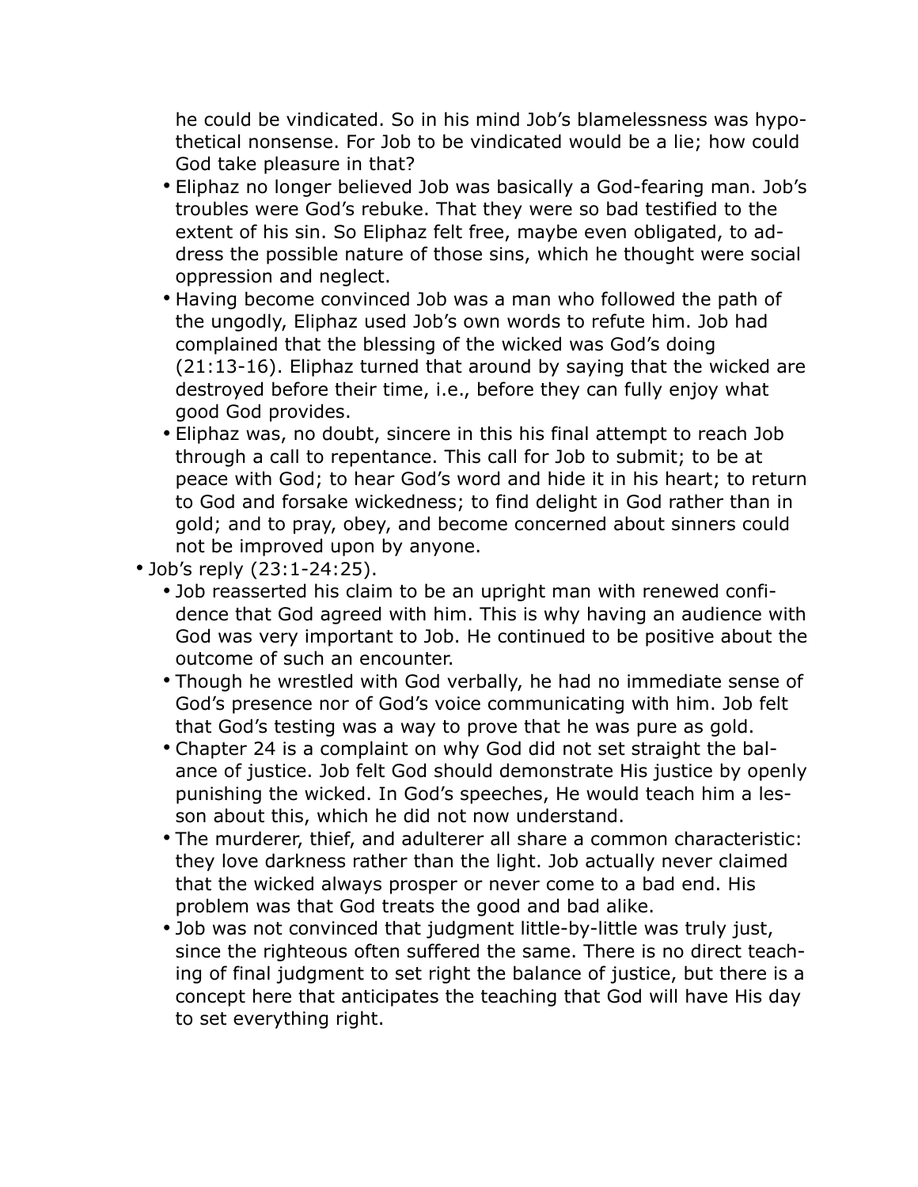he could be vindicated. So in his mind Job's blamelessness was hypothetical nonsense. For Job to be vindicated would be a lie; how could God take pleasure in that?

- Eliphaz no longer believed Job was basically a God-fearing man. Job's troubles were God's rebuke. That they were so bad testified to the extent of his sin. So Eliphaz felt free, maybe even obligated, to address the possible nature of those sins, which he thought were social oppression and neglect.
- Having become convinced Job was a man who followed the path of the ungodly, Eliphaz used Job's own words to refute him. Job had complained that the blessing of the wicked was God's doing (21:13-16). Eliphaz turned that around by saying that the wicked are destroyed before their time, i.e., before they can fully enjoy what good God provides.
- Eliphaz was, no doubt, sincere in this his final attempt to reach Job through a call to repentance. This call for Job to submit; to be at peace with God; to hear God's word and hide it in his heart; to return to God and forsake wickedness; to find delight in God rather than in gold; and to pray, obey, and become concerned about sinners could not be improved upon by anyone.

- Job's reply (23:1-24:25).
  - Job reasserted his claim to be an upright man with renewed confidence that God agreed with him. This is why having an audience with God was very important to Job. He continued to be positive about the outcome of such an encounter.
  - Though he wrestled with God verbally, he had no immediate sense of God's presence nor of God's voice communicating with him. Job felt that God's testing was a way to prove that he was pure as gold.
  - Chapter 24 is a complaint on why God did not set straight the balance of justice. Job felt God should demonstrate His justice by openly punishing the wicked. In God's speeches, He would teach him a lesson about this, which he did not now understand.
  - The murderer, thief, and adulterer all share a common characteristic: they love darkness rather than the light. Job actually never claimed that the wicked always prosper or never come to a bad end. His problem was that God treats the good and bad alike.
  - Job was not convinced that judgment little-by-little was truly just, since the righteous often suffered the same. There is no direct teaching of final judgment to set right the balance of justice, but there is a concept here that anticipates the teaching that God will have His day to set everything right.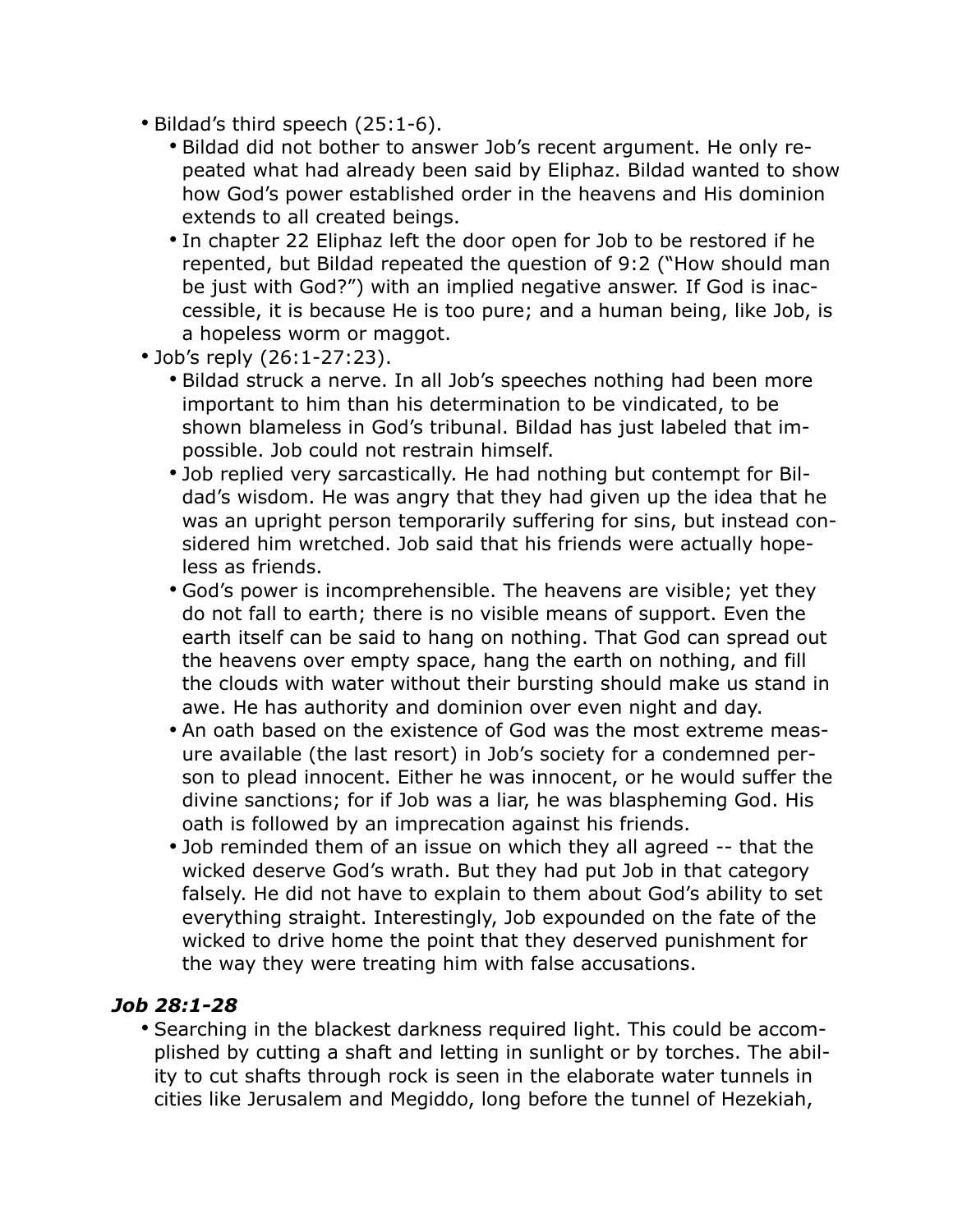- Bildad's third speech (25:1-6).
  - Bildad did not bother to answer Job's recent argument. He only repeated what had already been said by Eliphaz. Bildad wanted to show how God's power established order in the heavens and His dominion extends to all created beings.
  - In chapter 22 Eliphaz left the door open for Job to be restored if he repented, but Bildad repeated the question of 9:2 ("How should man be just with God?") with an implied negative answer. If God is inaccessible, it is because He is too pure; and a human being, like Job, is a hopeless worm or maggot.
- Job's reply (26:1-27:23).
  - Bildad struck a nerve. In all Job's speeches nothing had been more important to him than his determination to be vindicated, to be shown blameless in God's tribunal. Bildad has just labeled that impossible. Job could not restrain himself.
  - Job replied very sarcastically. He had nothing but contempt for Bildad's wisdom. He was angry that they had given up the idea that he was an upright person temporarily suffering for sins, but instead considered him wretched. Job said that his friends were actually hopeless as friends.
  - God's power is incomprehensible. The heavens are visible; yet they do not fall to earth; there is no visible means of support. Even the earth itself can be said to hang on nothing. That God can spread out the heavens over empty space, hang the earth on nothing, and fill the clouds with water without their bursting should make us stand in awe. He has authority and dominion over even night and day.
  - An oath based on the existence of God was the most extreme measure available (the last resort) in Job's society for a condemned person to plead innocent. Either he was innocent, or he would suffer the divine sanctions; for if Job was a liar, he was blaspheming God. His oath is followed by an imprecation against his friends.
  - Job reminded them of an issue on which they all agreed -- that the wicked deserve God's wrath. But they had put Job in that category falsely. He did not have to explain to them about God's ability to set everything straight. Interestingly, Job expounded on the fate of the wicked to drive home the point that they deserved punishment for the way they were treating him with false accusations.

### *Job 28:1-28*

- Searching in the blackest darkness required light. This could be accomplished by cutting a shaft and letting in sunlight or by torches. The ability to cut shafts through rock is seen in the elaborate water tunnels in cities like Jerusalem and Megiddo, long before the tunnel of Hezekiah,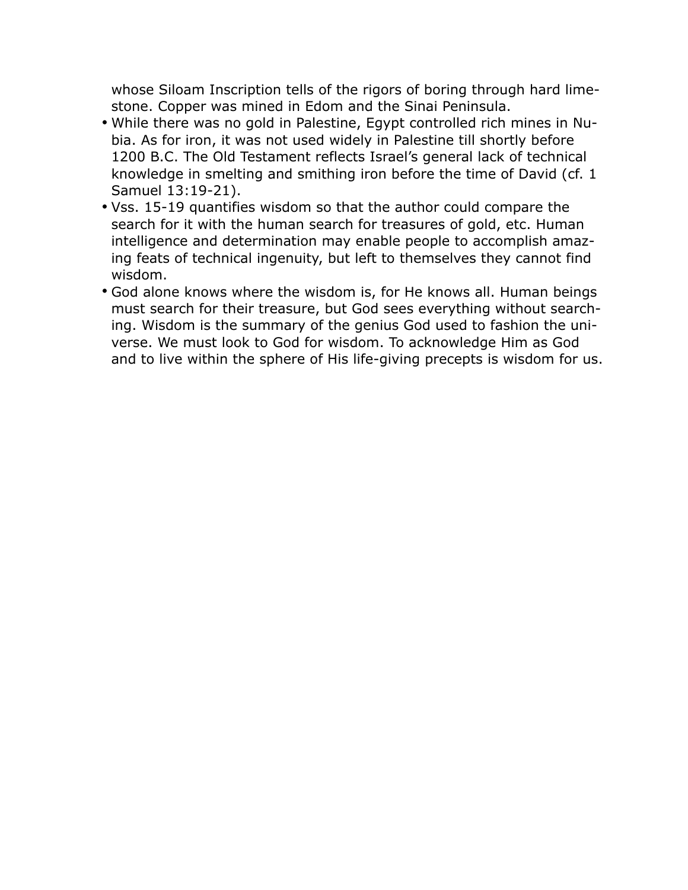whose Siloam Inscription tells of the rigors of boring through hard limestone. Copper was mined in Edom and the Sinai Peninsula.

- While there was no gold in Palestine, Egypt controlled rich mines in Nubia. As for iron, it was not used widely in Palestine till shortly before 1200 B.C. The Old Testament reflects Israel's general lack of technical knowledge in smelting and smithing iron before the time of David (cf. 1 Samuel 13:19-21).
- Vss. 15-19 quantifies wisdom so that the author could compare the search for it with the human search for treasures of gold, etc. Human intelligence and determination may enable people to accomplish amazing feats of technical ingenuity, but left to themselves they cannot find wisdom.
- God alone knows where the wisdom is, for He knows all. Human beings must search for their treasure, but God sees everything without searching. Wisdom is the summary of the genius God used to fashion the universe. We must look to God for wisdom. To acknowledge Him as God and to live within the sphere of His life-giving precepts is wisdom for us.